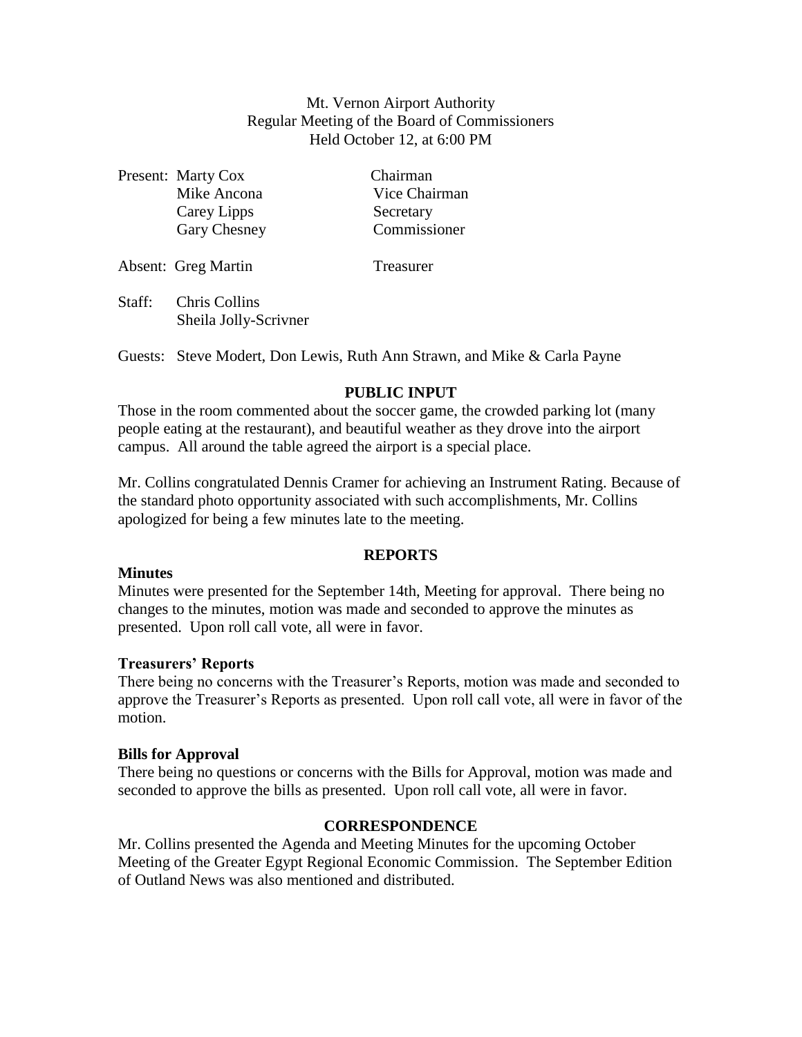Mt. Vernon Airport Authority
Regular Meeting of the Board of Commissioners
Held October 12, at 6:00 PM

| Present: | Marty Cox | Chairman |
| --- | --- | --- |
| | Mike Ancona | Vice Chairman |
| | Carey Lipps | Secretary |
| | Gary Chesney | Commissioner |

Absent: Greg Martin — Treasurer

Staff: Chris Collins
Sheila Jolly-Scrivner

Guests: Steve Modert, Don Lewis, Ruth Ann Strawn, and Mike & Carla Payne

## PUBLIC INPUT

Those in the room commented about the soccer game, the crowded parking lot (many people eating at the restaurant), and beautiful weather as they drove into the airport campus. All around the table agreed the airport is a special place.

Mr. Collins congratulated Dennis Cramer for achieving an Instrument Rating. Because of the standard photo opportunity associated with such accomplishments, Mr. Collins apologized for being a few minutes late to the meeting.

## REPORTS

**Minutes**

Minutes were presented for the September 14th, Meeting for approval. There being no changes to the minutes, motion was made and seconded to approve the minutes as presented. Upon roll call vote, all were in favor.

**Treasurers' Reports**

There being no concerns with the Treasurer's Reports, motion was made and seconded to approve the Treasurer's Reports as presented. Upon roll call vote, all were in favor of the motion.

**Bills for Approval**

There being no questions or concerns with the Bills for Approval, motion was made and seconded to approve the bills as presented. Upon roll call vote, all were in favor.

## CORRESPONDENCE

Mr. Collins presented the Agenda and Meeting Minutes for the upcoming October Meeting of the Greater Egypt Regional Economic Commission. The September Edition of Outland News was also mentioned and distributed.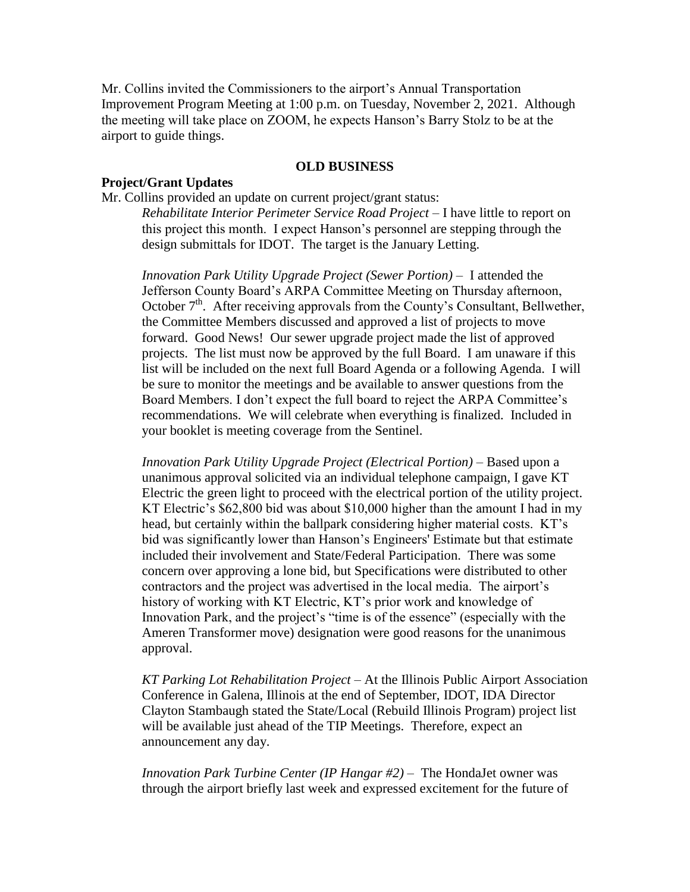Mr. Collins invited the Commissioners to the airport's Annual Transportation Improvement Program Meeting at 1:00 p.m. on Tuesday, November 2, 2021. Although the meeting will take place on ZOOM, he expects Hanson's Barry Stolz to be at the airport to guide things.

## OLD BUSINESS

### Project/Grant Updates

Mr. Collins provided an update on current project/grant status:

*Rehabilitate Interior Perimeter Service Road Project* – I have little to report on this project this month. I expect Hanson's personnel are stepping through the design submittals for IDOT. The target is the January Letting.

*Innovation Park Utility Upgrade Project (Sewer Portion)* – I attended the Jefferson County Board's ARPA Committee Meeting on Thursday afternoon, October 7th. After receiving approvals from the County's Consultant, Bellwether, the Committee Members discussed and approved a list of projects to move forward. Good News! Our sewer upgrade project made the list of approved projects. The list must now be approved by the full Board. I am unaware if this list will be included on the next full Board Agenda or a following Agenda. I will be sure to monitor the meetings and be available to answer questions from the Board Members. I don't expect the full board to reject the ARPA Committee's recommendations. We will celebrate when everything is finalized. Included in your booklet is meeting coverage from the Sentinel.

*Innovation Park Utility Upgrade Project (Electrical Portion)* – Based upon a unanimous approval solicited via an individual telephone campaign, I gave KT Electric the green light to proceed with the electrical portion of the utility project. KT Electric's $62,800 bid was about $10,000 higher than the amount I had in my head, but certainly within the ballpark considering higher material costs. KT's bid was significantly lower than Hanson's Engineers' Estimate but that estimate included their involvement and State/Federal Participation. There was some concern over approving a lone bid, but Specifications were distributed to other contractors and the project was advertised in the local media. The airport's history of working with KT Electric, KT's prior work and knowledge of Innovation Park, and the project's "time is of the essence" (especially with the Ameren Transformer move) designation were good reasons for the unanimous approval.

*KT Parking Lot Rehabilitation Project* – At the Illinois Public Airport Association Conference in Galena, Illinois at the end of September, IDOT, IDA Director Clayton Stambaugh stated the State/Local (Rebuild Illinois Program) project list will be available just ahead of the TIP Meetings. Therefore, expect an announcement any day.

*Innovation Park Turbine Center (IP Hangar #2)* – The HondaJet owner was through the airport briefly last week and expressed excitement for the future of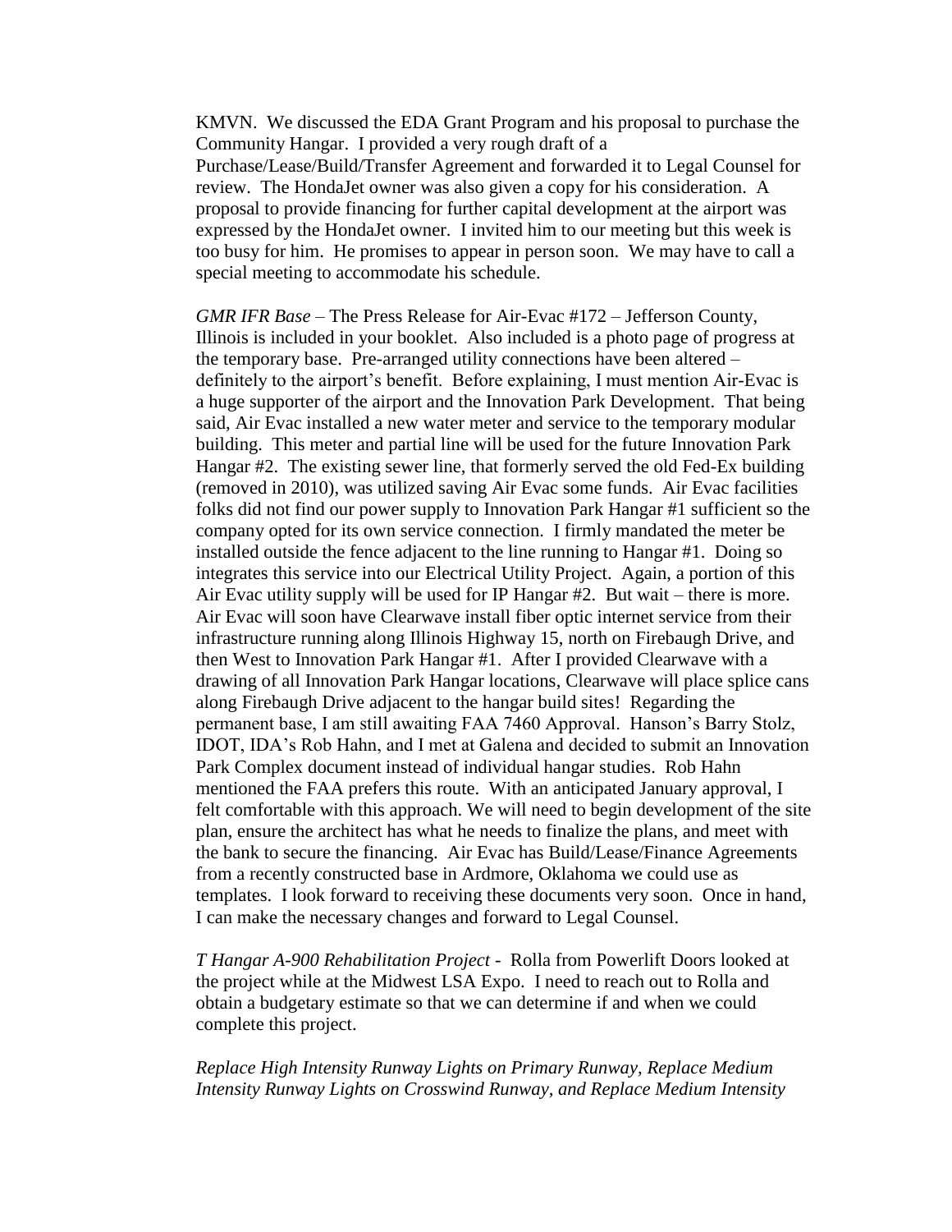KMVN. We discussed the EDA Grant Program and his proposal to purchase the Community Hangar. I provided a very rough draft of a Purchase/Lease/Build/Transfer Agreement and forwarded it to Legal Counsel for review. The HondaJet owner was also given a copy for his consideration. A proposal to provide financing for further capital development at the airport was expressed by the HondaJet owner. I invited him to our meeting but this week is too busy for him. He promises to appear in person soon. We may have to call a special meeting to accommodate his schedule.

*GMR IFR Base* – The Press Release for Air-Evac #172 – Jefferson County, Illinois is included in your booklet. Also included is a photo page of progress at the temporary base. Pre-arranged utility connections have been altered – definitely to the airport's benefit. Before explaining, I must mention Air-Evac is a huge supporter of the airport and the Innovation Park Development. That being said, Air Evac installed a new water meter and service to the temporary modular building. This meter and partial line will be used for the future Innovation Park Hangar #2. The existing sewer line, that formerly served the old Fed-Ex building (removed in 2010), was utilized saving Air Evac some funds. Air Evac facilities folks did not find our power supply to Innovation Park Hangar #1 sufficient so the company opted for its own service connection. I firmly mandated the meter be installed outside the fence adjacent to the line running to Hangar #1. Doing so integrates this service into our Electrical Utility Project. Again, a portion of this Air Evac utility supply will be used for IP Hangar #2. But wait – there is more. Air Evac will soon have Clearwave install fiber optic internet service from their infrastructure running along Illinois Highway 15, north on Firebaugh Drive, and then West to Innovation Park Hangar #1. After I provided Clearwave with a drawing of all Innovation Park Hangar locations, Clearwave will place splice cans along Firebaugh Drive adjacent to the hangar build sites! Regarding the permanent base, I am still awaiting FAA 7460 Approval. Hanson's Barry Stolz, IDOT, IDA's Rob Hahn, and I met at Galena and decided to submit an Innovation Park Complex document instead of individual hangar studies. Rob Hahn mentioned the FAA prefers this route. With an anticipated January approval, I felt comfortable with this approach. We will need to begin development of the site plan, ensure the architect has what he needs to finalize the plans, and meet with the bank to secure the financing. Air Evac has Build/Lease/Finance Agreements from a recently constructed base in Ardmore, Oklahoma we could use as templates. I look forward to receiving these documents very soon. Once in hand, I can make the necessary changes and forward to Legal Counsel.

*T Hangar A-900 Rehabilitation Project* - Rolla from Powerlift Doors looked at the project while at the Midwest LSA Expo. I need to reach out to Rolla and obtain a budgetary estimate so that we can determine if and when we could complete this project.

*Replace High Intensity Runway Lights on Primary Runway, Replace Medium Intensity Runway Lights on Crosswind Runway, and Replace Medium Intensity*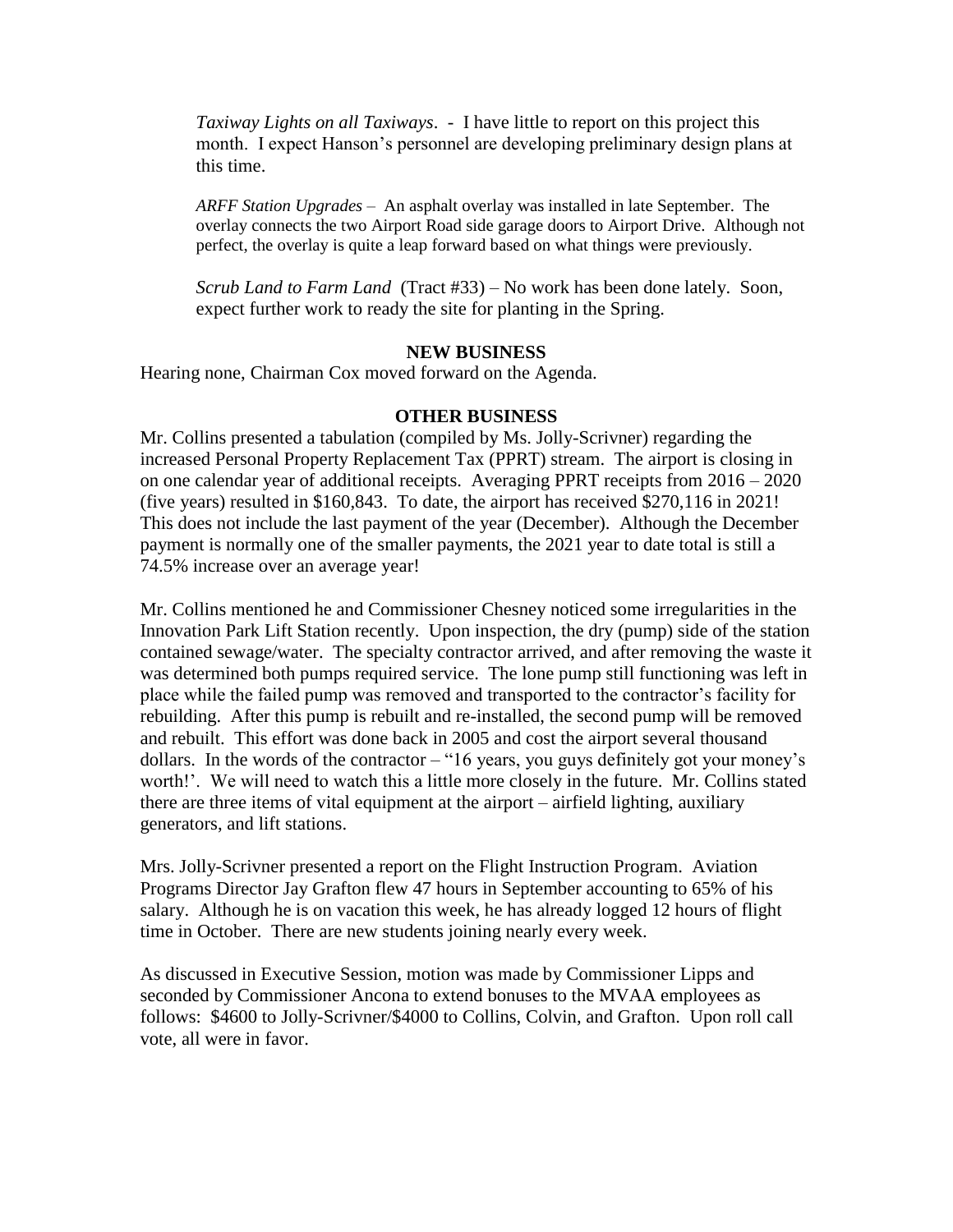*Taxiway Lights on all Taxiways*. - I have little to report on this project this month. I expect Hanson's personnel are developing preliminary design plans at this time.

*ARFF Station Upgrades* – An asphalt overlay was installed in late September. The overlay connects the two Airport Road side garage doors to Airport Drive. Although not perfect, the overlay is quite a leap forward based on what things were previously.

*Scrub Land to Farm Land* (Tract #33) – No work has been done lately. Soon, expect further work to ready the site for planting in the Spring.

**NEW BUSINESS**

Hearing none, Chairman Cox moved forward on the Agenda.

**OTHER BUSINESS**

Mr. Collins presented a tabulation (compiled by Ms. Jolly-Scrivner) regarding the increased Personal Property Replacement Tax (PPRT) stream. The airport is closing in on one calendar year of additional receipts. Averaging PPRT receipts from 2016 – 2020 (five years) resulted in $160,843. To date, the airport has received $270,116 in 2021! This does not include the last payment of the year (December). Although the December payment is normally one of the smaller payments, the 2021 year to date total is still a 74.5% increase over an average year!

Mr. Collins mentioned he and Commissioner Chesney noticed some irregularities in the Innovation Park Lift Station recently. Upon inspection, the dry (pump) side of the station contained sewage/water. The specialty contractor arrived, and after removing the waste it was determined both pumps required service. The lone pump still functioning was left in place while the failed pump was removed and transported to the contractor's facility for rebuilding. After this pump is rebuilt and re-installed, the second pump will be removed and rebuilt. This effort was done back in 2005 and cost the airport several thousand dollars. In the words of the contractor – "16 years, you guys definitely got your money's worth!'. We will need to watch this a little more closely in the future. Mr. Collins stated there are three items of vital equipment at the airport – airfield lighting, auxiliary generators, and lift stations.

Mrs. Jolly-Scrivner presented a report on the Flight Instruction Program. Aviation Programs Director Jay Grafton flew 47 hours in September accounting to 65% of his salary. Although he is on vacation this week, he has already logged 12 hours of flight time in October. There are new students joining nearly every week.

As discussed in Executive Session, motion was made by Commissioner Lipps and seconded by Commissioner Ancona to extend bonuses to the MVAA employees as follows: $4600 to Jolly-Scrivner/$4000 to Collins, Colvin, and Grafton. Upon roll call vote, all were in favor.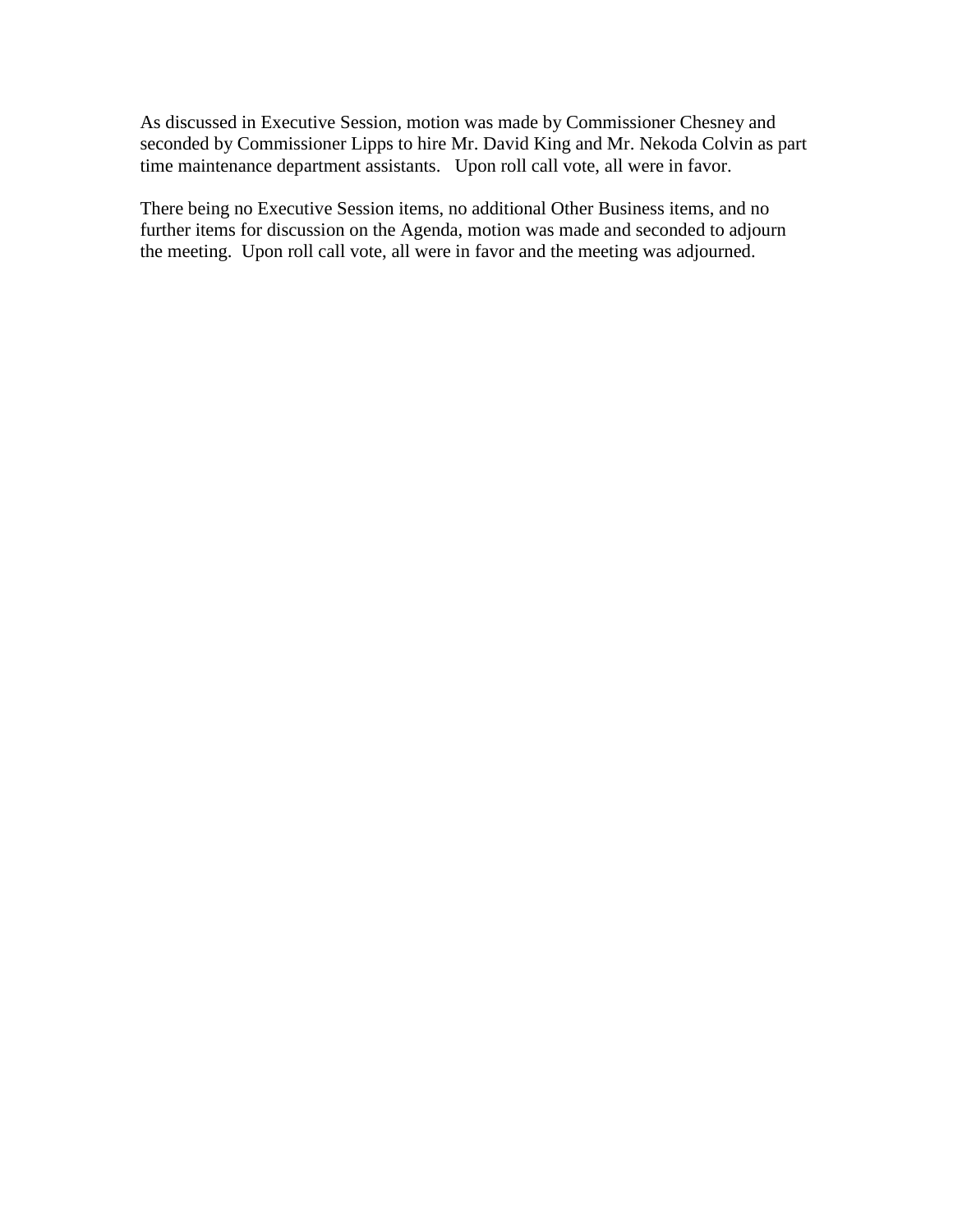As discussed in Executive Session, motion was made by Commissioner Chesney and seconded by Commissioner Lipps to hire Mr. David King and Mr. Nekoda Colvin as part time maintenance department assistants. Upon roll call vote, all were in favor.

There being no Executive Session items, no additional Other Business items, and no further items for discussion on the Agenda, motion was made and seconded to adjourn the meeting. Upon roll call vote, all were in favor and the meeting was adjourned.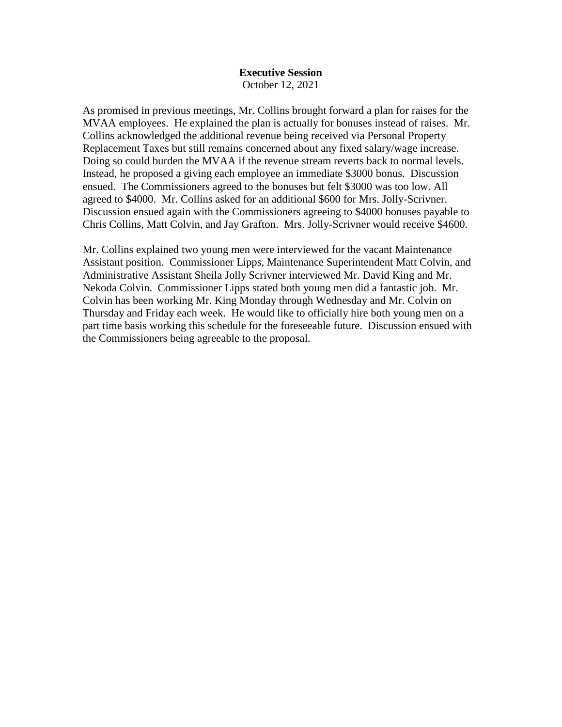**Executive Session**

October 12, 2021

As promised in previous meetings, Mr. Collins brought forward a plan for raises for the MVAA employees. He explained the plan is actually for bonuses instead of raises. Mr. Collins acknowledged the additional revenue being received via Personal Property Replacement Taxes but still remains concerned about any fixed salary/wage increase. Doing so could burden the MVAA if the revenue stream reverts back to normal levels. Instead, he proposed a giving each employee an immediate $3000 bonus. Discussion ensued. The Commissioners agreed to the bonuses but felt $3000 was too low. All agreed to $4000. Mr. Collins asked for an additional $600 for Mrs. Jolly-Scrivner. Discussion ensued again with the Commissioners agreeing to $4000 bonuses payable to Chris Collins, Matt Colvin, and Jay Grafton. Mrs. Jolly-Scrivner would receive $4600.

Mr. Collins explained two young men were interviewed for the vacant Maintenance Assistant position. Commissioner Lipps, Maintenance Superintendent Matt Colvin, and Administrative Assistant Sheila Jolly Scrivner interviewed Mr. David King and Mr. Nekoda Colvin. Commissioner Lipps stated both young men did a fantastic job. Mr. Colvin has been working Mr. King Monday through Wednesday and Mr. Colvin on Thursday and Friday each week. He would like to officially hire both young men on a part time basis working this schedule for the foreseeable future. Discussion ensued with the Commissioners being agreeable to the proposal.